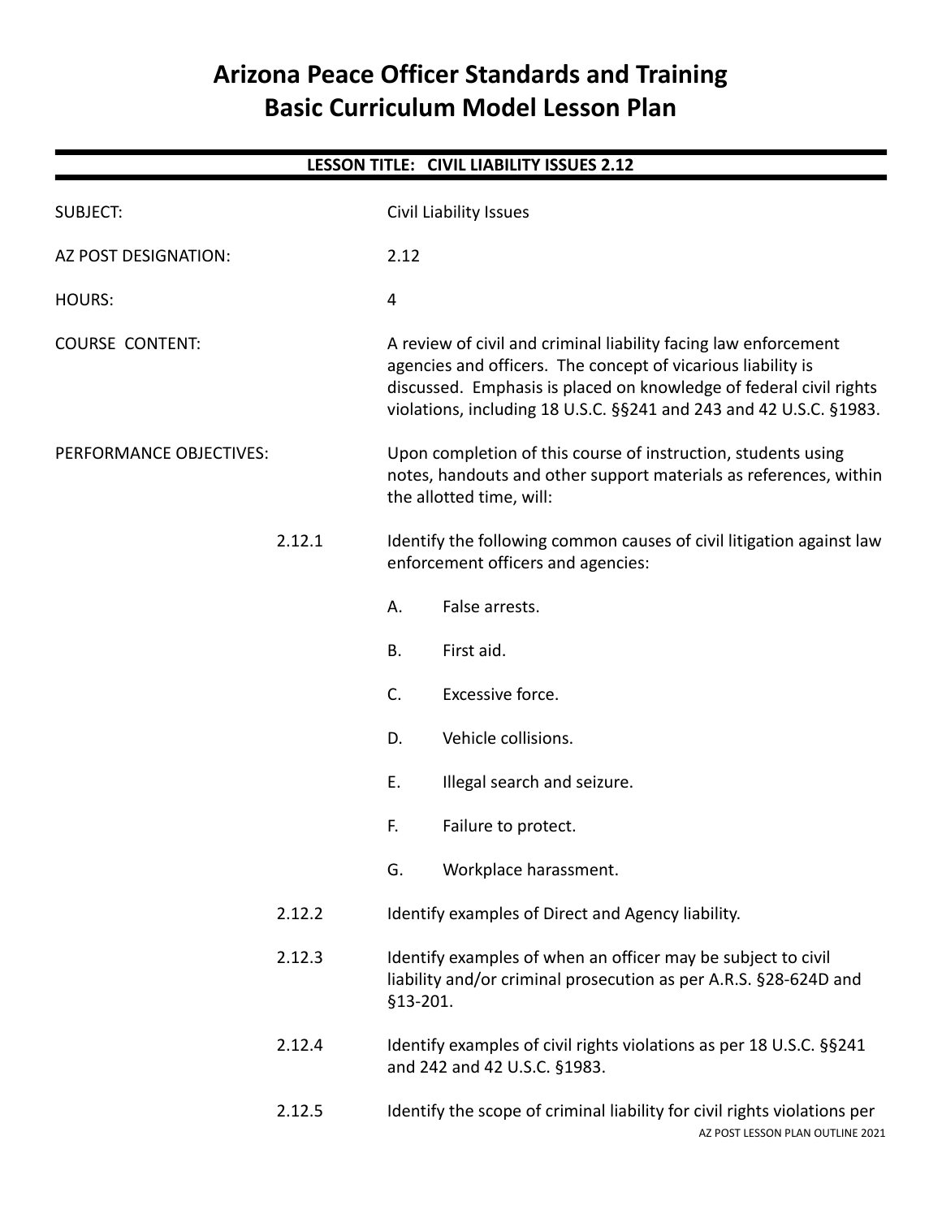# Arizona Peace Officer Standards and Training
# Basic Curriculum Model Lesson Plan

**LESSON TITLE: CIVIL LIABILITY ISSUES 2.12**

SUBJECT: Civil Liability Issues

AZ POST DESIGNATION: 2.12

HOURS: 4

COURSE CONTENT: A review of civil and criminal liability facing law enforcement agencies and officers. The concept of vicarious liability is discussed. Emphasis is placed on knowledge of federal civil rights violations, including 18 U.S.C. §§241 and 243 and 42 U.S.C. §1983.

PERFORMANCE OBJECTIVES: Upon completion of this course of instruction, students using notes, handouts and other support materials as references, within the allotted time, will:

2.12.1 Identify the following common causes of civil litigation against law enforcement officers and agencies:

- A. False arrests.
- B. First aid.
- C. Excessive force.
- D. Vehicle collisions.
- E. Illegal search and seizure.
- F. Failure to protect.
- G. Workplace harassment.

2.12.2 Identify examples of Direct and Agency liability.

2.12.3 Identify examples of when an officer may be subject to civil liability and/or criminal prosecution as per A.R.S. §28-624D and §13-201.

2.12.4 Identify examples of civil rights violations as per 18 U.S.C. §§241 and 242 and 42 U.S.C. §1983.

2.12.5 Identify the scope of criminal liability for civil rights violations per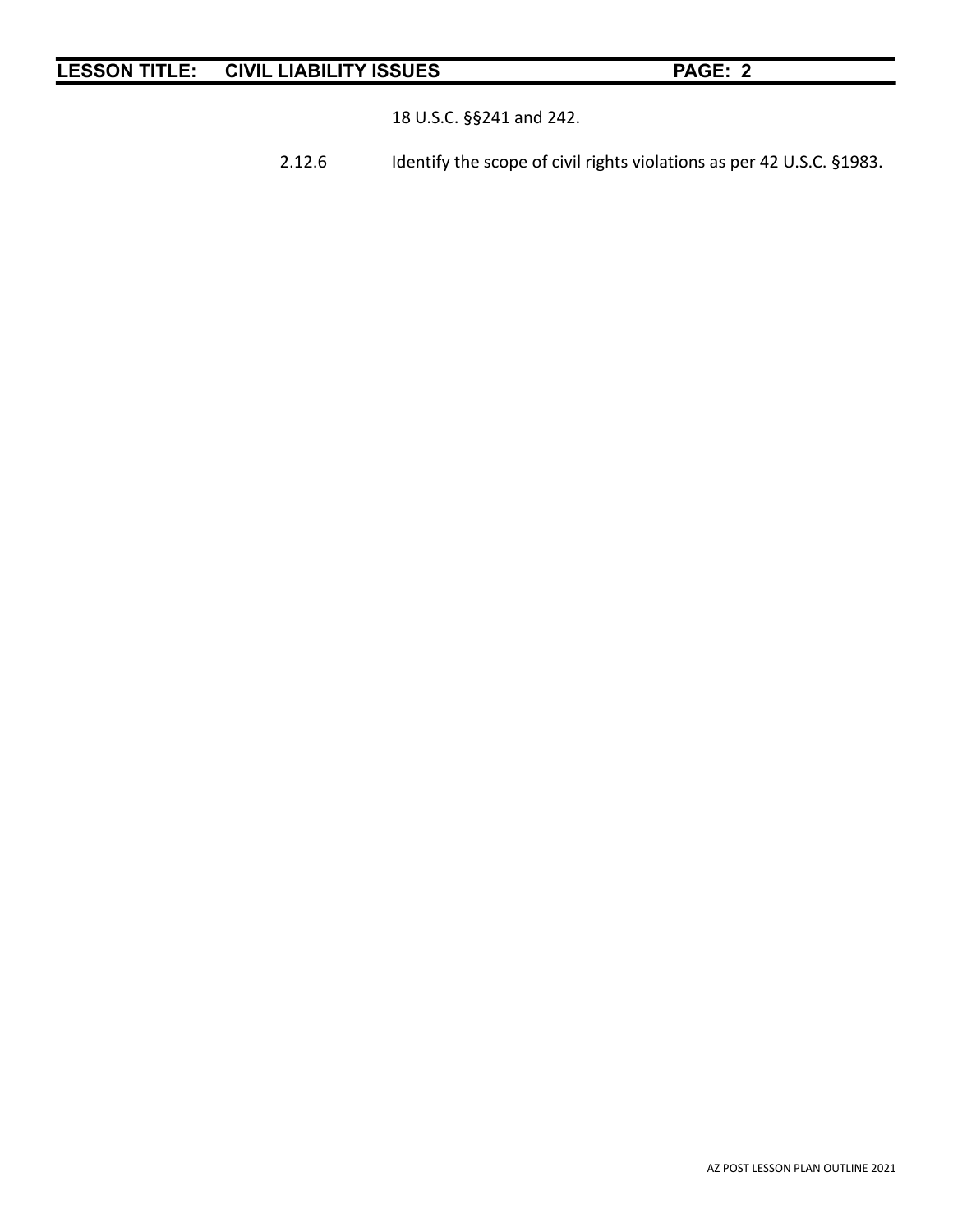18 U.S.C. §§241 and 242.

2.12.6 Identify the scope of civil rights violations as per 42 U.S.C. §1983.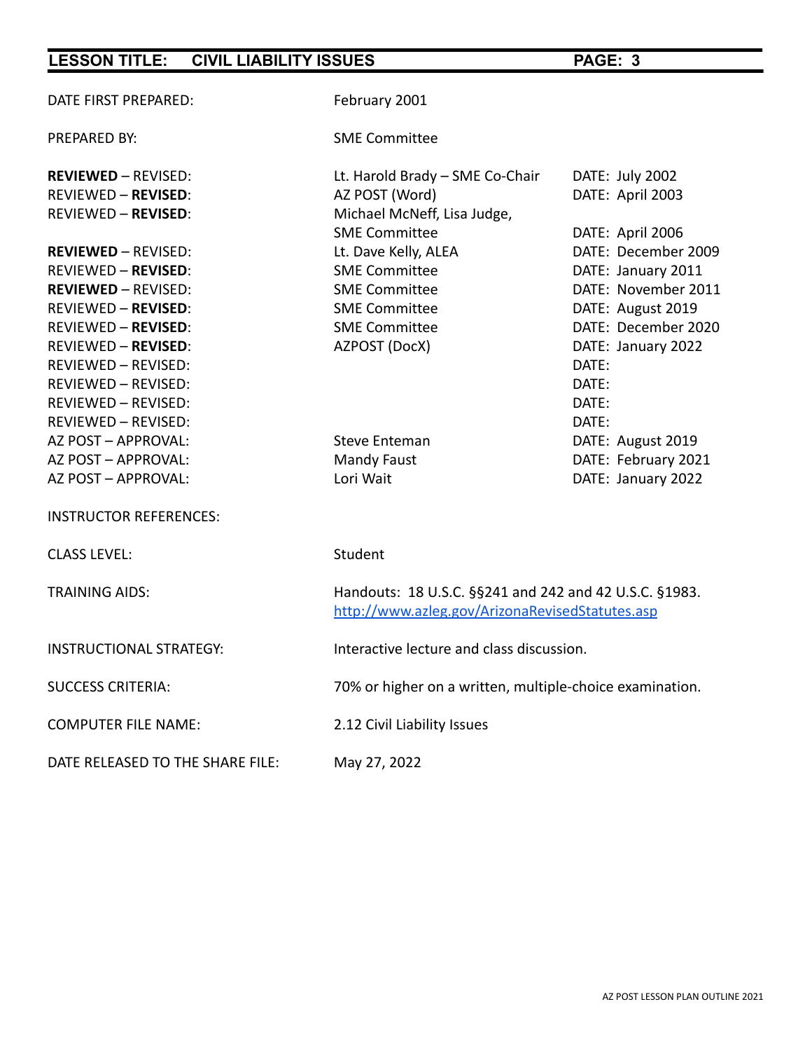DATE FIRST PREPARED: February 2001

PREPARED BY: SME Committee

| | | |
|---|---|---|
| **REVIEWED** – REVISED: | Lt. Harold Brady – SME Co-Chair | DATE: July 2002 |
| REVIEWED – **REVISED**: | AZ POST (Word) | DATE: April 2003 |
| REVIEWED – **REVISED**: | Michael McNeff, Lisa Judge, SME Committee | DATE: April 2006 |
| **REVIEWED** – REVISED: | Lt. Dave Kelly, ALEA | DATE: December 2009 |
| REVIEWED – **REVISED**: | SME Committee | DATE: January 2011 |
| **REVIEWED** – REVISED: | SME Committee | DATE: November 2011 |
| REVIEWED – **REVISED**: | SME Committee | DATE: August 2019 |
| REVIEWED – **REVISED**: | SME Committee | DATE: December 2020 |
| REVIEWED – **REVISED**: | AZPOST (DocX) | DATE: January 2022 |
| REVIEWED – REVISED: | | DATE: |
| REVIEWED – REVISED: | | DATE: |
| REVIEWED – REVISED: | | DATE: |
| REVIEWED – REVISED: | | DATE: |
| AZ POST – APPROVAL: | Steve Enteman | DATE: August 2019 |
| AZ POST – APPROVAL: | Mandy Faust | DATE: February 2021 |
| AZ POST – APPROVAL: | Lori Wait | DATE: January 2022 |

INSTRUCTOR REFERENCES:

CLASS LEVEL: Student

TRAINING AIDS: Handouts: 18 U.S.C. §§241 and 242 and 42 U.S.C. §1983. http://www.azleg.gov/ArizonaRevisedStatutes.asp

INSTRUCTIONAL STRATEGY: Interactive lecture and class discussion.

SUCCESS CRITERIA: 70% or higher on a written, multiple-choice examination.

COMPUTER FILE NAME: 2.12 Civil Liability Issues

DATE RELEASED TO THE SHARE FILE: May 27, 2022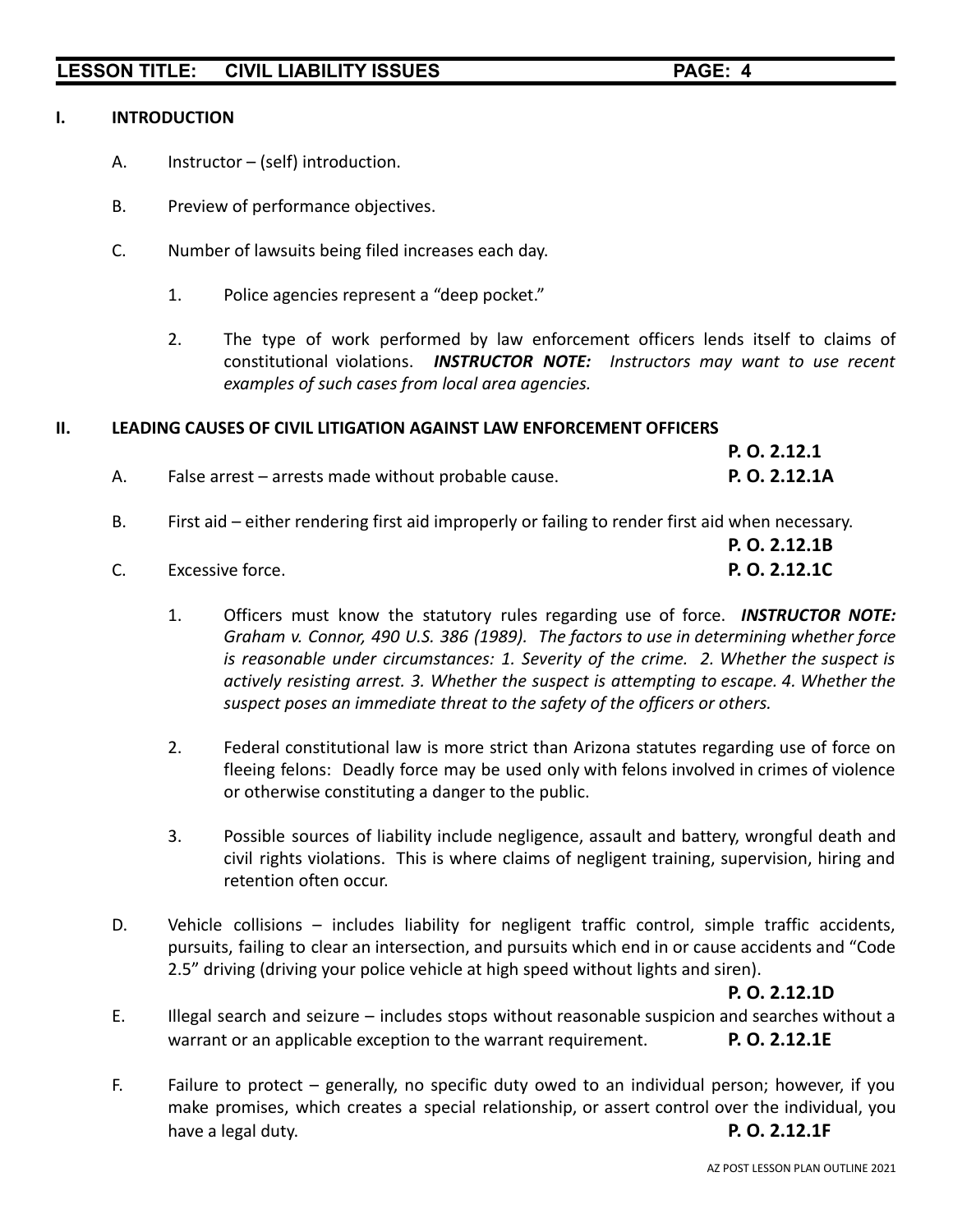## I. INTRODUCTION

A. Instructor – (self) introduction.

B. Preview of performance objectives.

C. Number of lawsuits being filed increases each day.

1. Police agencies represent a "deep pocket."

2. The type of work performed by law enforcement officers lends itself to claims of constitutional violations. ***INSTRUCTOR NOTE:*** *Instructors may want to use recent examples of such cases from local area agencies.*

## II. LEADING CAUSES OF CIVIL LITIGATION AGAINST LAW ENFORCEMENT OFFICERS

**P. O. 2.12.1**

A. False arrest – arrests made without probable cause. **P. O. 2.12.1A**

B. First aid – either rendering first aid improperly or failing to render first aid when necessary. **P. O. 2.12.1B**

C. Excessive force. **P. O. 2.12.1C**

1. Officers must know the statutory rules regarding use of force. ***INSTRUCTOR NOTE:*** *Graham v. Connor, 490 U.S. 386 (1989). The factors to use in determining whether force is reasonable under circumstances: 1. Severity of the crime. 2. Whether the suspect is actively resisting arrest. 3. Whether the suspect is attempting to escape. 4. Whether the suspect poses an immediate threat to the safety of the officers or others.*

2. Federal constitutional law is more strict than Arizona statutes regarding use of force on fleeing felons: Deadly force may be used only with felons involved in crimes of violence or otherwise constituting a danger to the public.

3. Possible sources of liability include negligence, assault and battery, wrongful death and civil rights violations. This is where claims of negligent training, supervision, hiring and retention often occur.

D. Vehicle collisions – includes liability for negligent traffic control, simple traffic accidents, pursuits, failing to clear an intersection, and pursuits which end in or cause accidents and "Code 2.5" driving (driving your police vehicle at high speed without lights and siren). **P. O. 2.12.1D**

E. Illegal search and seizure – includes stops without reasonable suspicion and searches without a warrant or an applicable exception to the warrant requirement. **P. O. 2.12.1E**

F. Failure to protect – generally, no specific duty owed to an individual person; however, if you make promises, which creates a special relationship, or assert control over the individual, you have a legal duty. **P. O. 2.12.1F**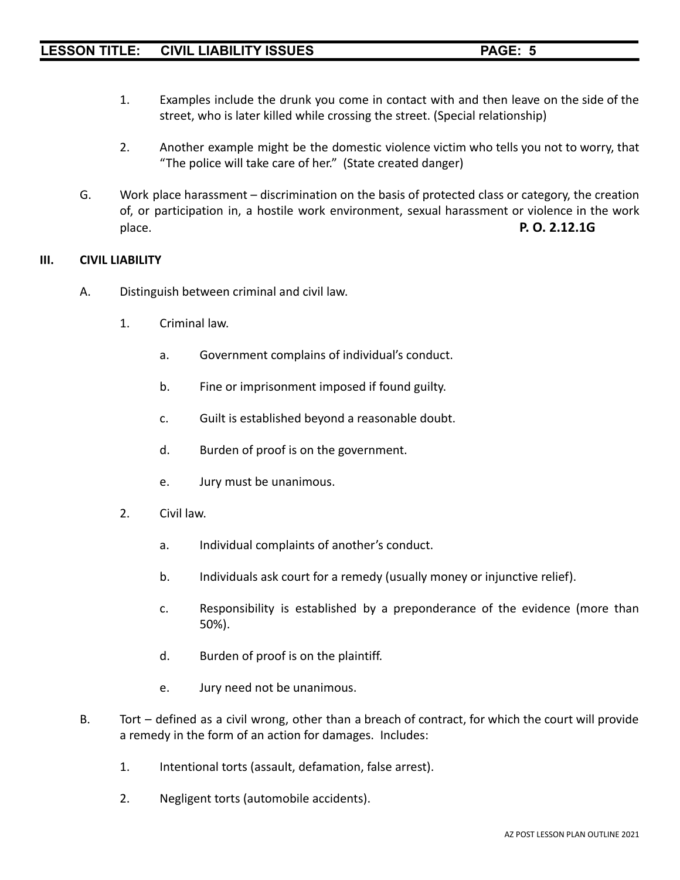1. Examples include the drunk you come in contact with and then leave on the side of the street, who is later killed while crossing the street. (Special relationship)

2. Another example might be the domestic violence victim who tells you not to worry, that "The police will take care of her." (State created danger)

G. Work place harassment – discrimination on the basis of protected class or category, the creation of, or participation in, a hostile work environment, sexual harassment or violence in the work place. **P. O. 2.12.1G**

## III. CIVIL LIABILITY

A. Distinguish between criminal and civil law.

1. Criminal law.

   a. Government complains of individual's conduct.

   b. Fine or imprisonment imposed if found guilty.

   c. Guilt is established beyond a reasonable doubt.

   d. Burden of proof is on the government.

   e. Jury must be unanimous.

2. Civil law.

   a. Individual complaints of another's conduct.

   b. Individuals ask court for a remedy (usually money or injunctive relief).

   c. Responsibility is established by a preponderance of the evidence (more than 50%).

   d. Burden of proof is on the plaintiff.

   e. Jury need not be unanimous.

B. Tort – defined as a civil wrong, other than a breach of contract, for which the court will provide a remedy in the form of an action for damages. Includes:

1. Intentional torts (assault, defamation, false arrest).

2. Negligent torts (automobile accidents).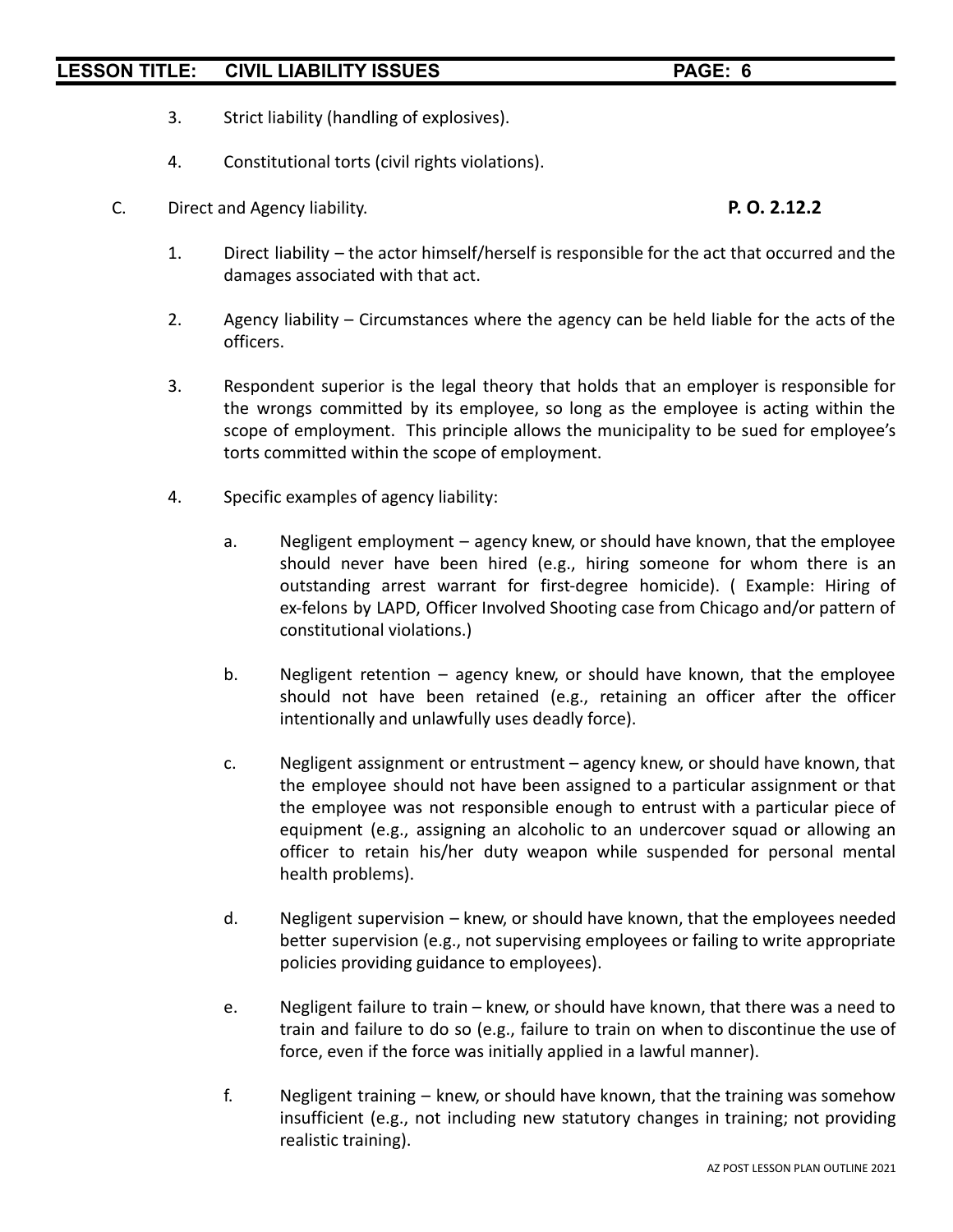3. Strict liability (handling of explosives).

4. Constitutional torts (civil rights violations).

C. Direct and Agency liability. **P. O. 2.12.2**

1. Direct liability – the actor himself/herself is responsible for the act that occurred and the damages associated with that act.

2. Agency liability – Circumstances where the agency can be held liable for the acts of the officers.

3. Respondent superior is the legal theory that holds that an employer is responsible for the wrongs committed by its employee, so long as the employee is acting within the scope of employment. This principle allows the municipality to be sued for employee's torts committed within the scope of employment.

4. Specific examples of agency liability:

   a. Negligent employment – agency knew, or should have known, that the employee should never have been hired (e.g., hiring someone for whom there is an outstanding arrest warrant for first-degree homicide). ( Example: Hiring of ex-felons by LAPD, Officer Involved Shooting case from Chicago and/or pattern of constitutional violations.)

   b. Negligent retention – agency knew, or should have known, that the employee should not have been retained (e.g., retaining an officer after the officer intentionally and unlawfully uses deadly force).

   c. Negligent assignment or entrustment – agency knew, or should have known, that the employee should not have been assigned to a particular assignment or that the employee was not responsible enough to entrust with a particular piece of equipment (e.g., assigning an alcoholic to an undercover squad or allowing an officer to retain his/her duty weapon while suspended for personal mental health problems).

   d. Negligent supervision – knew, or should have known, that the employees needed better supervision (e.g., not supervising employees or failing to write appropriate policies providing guidance to employees).

   e. Negligent failure to train – knew, or should have known, that there was a need to train and failure to do so (e.g., failure to train on when to discontinue the use of force, even if the force was initially applied in a lawful manner).

   f. Negligent training – knew, or should have known, that the training was somehow insufficient (e.g., not including new statutory changes in training; not providing realistic training).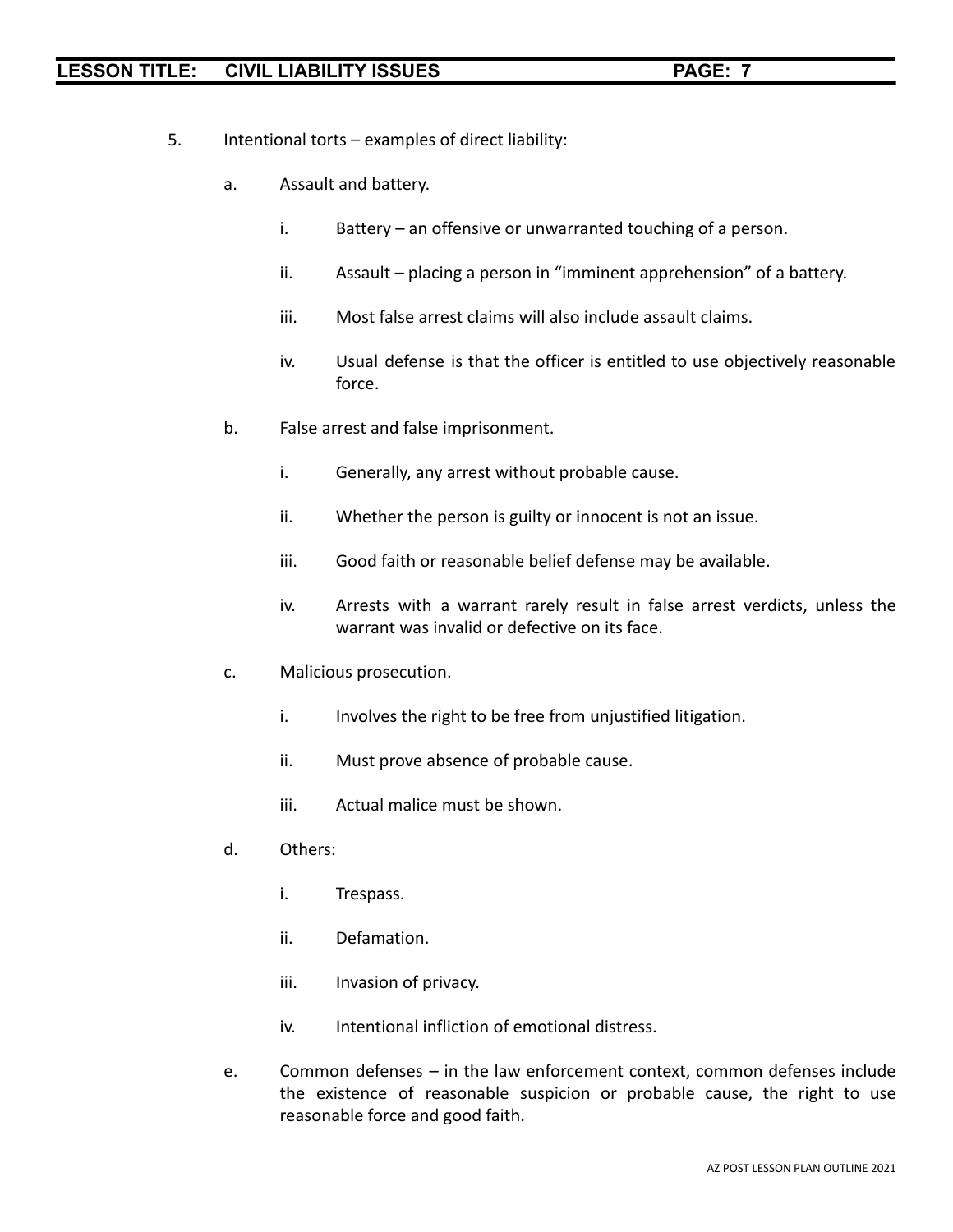5. Intentional torts – examples of direct liability:

   a. Assault and battery.

      i. Battery – an offensive or unwarranted touching of a person.

      ii. Assault – placing a person in "imminent apprehension" of a battery.

      iii. Most false arrest claims will also include assault claims.

      iv. Usual defense is that the officer is entitled to use objectively reasonable force.

   b. False arrest and false imprisonment.

      i. Generally, any arrest without probable cause.

      ii. Whether the person is guilty or innocent is not an issue.

      iii. Good faith or reasonable belief defense may be available.

      iv. Arrests with a warrant rarely result in false arrest verdicts, unless the warrant was invalid or defective on its face.

   c. Malicious prosecution.

      i. Involves the right to be free from unjustified litigation.

      ii. Must prove absence of probable cause.

      iii. Actual malice must be shown.

   d. Others:

      i. Trespass.

      ii. Defamation.

      iii. Invasion of privacy.

      iv. Intentional infliction of emotional distress.

   e. Common defenses – in the law enforcement context, common defenses include the existence of reasonable suspicion or probable cause, the right to use reasonable force and good faith.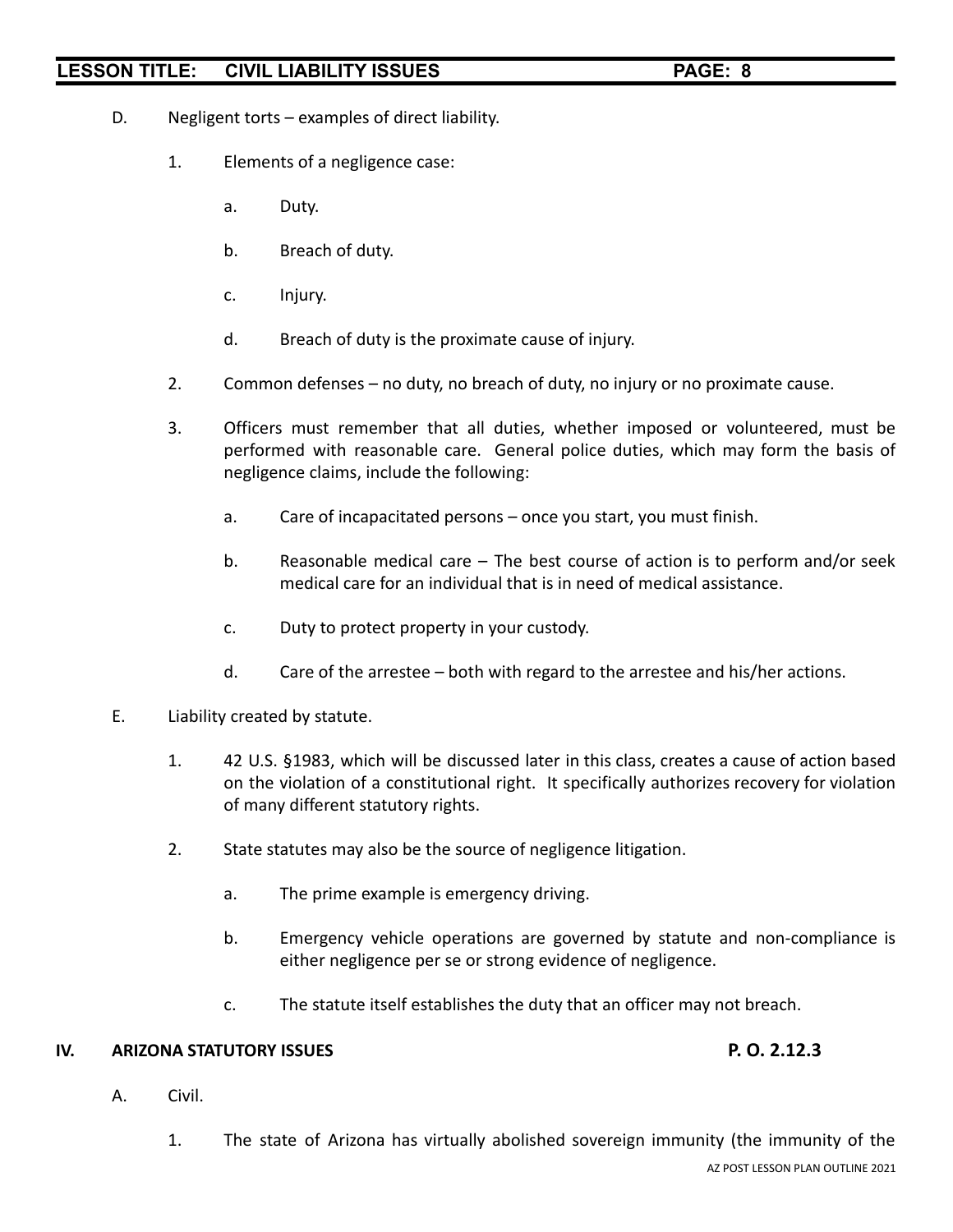D. Negligent torts – examples of direct liability.

1. Elements of a negligence case:

   a. Duty.

   b. Breach of duty.

   c. Injury.

   d. Breach of duty is the proximate cause of injury.

2. Common defenses – no duty, no breach of duty, no injury or no proximate cause.

3. Officers must remember that all duties, whether imposed or volunteered, must be performed with reasonable care. General police duties, which may form the basis of negligence claims, include the following:

   a. Care of incapacitated persons – once you start, you must finish.

   b. Reasonable medical care – The best course of action is to perform and/or seek medical care for an individual that is in need of medical assistance.

   c. Duty to protect property in your custody.

   d. Care of the arrestee – both with regard to the arrestee and his/her actions.

E. Liability created by statute.

1. 42 U.S. §1983, which will be discussed later in this class, creates a cause of action based on the violation of a constitutional right. It specifically authorizes recovery for violation of many different statutory rights.

2. State statutes may also be the source of negligence litigation.

   a. The prime example is emergency driving.

   b. Emergency vehicle operations are governed by statute and non-compliance is either negligence per se or strong evidence of negligence.

   c. The statute itself establishes the duty that an officer may not breach.

## IV. ARIZONA STATUTORY ISSUES — P. O. 2.12.3

A. Civil.

1. The state of Arizona has virtually abolished sovereign immunity (the immunity of the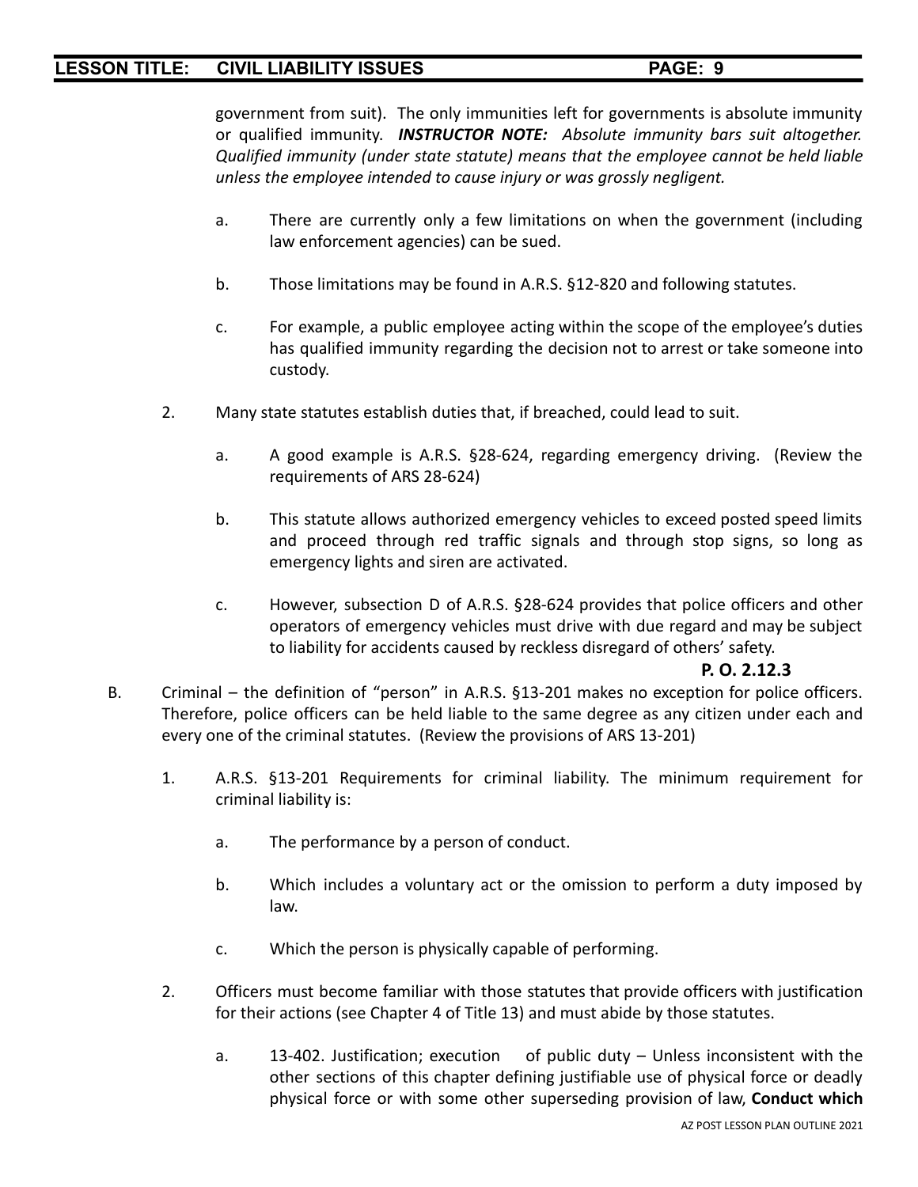government from suit). The only immunities left for governments is absolute immunity or qualified immunity. ***INSTRUCTOR NOTE:*** *Absolute immunity bars suit altogether. Qualified immunity (under state statute) means that the employee cannot be held liable unless the employee intended to cause injury or was grossly negligent.*

a. There are currently only a few limitations on when the government (including law enforcement agencies) can be sued.

b. Those limitations may be found in A.R.S. §12-820 and following statutes.

c. For example, a public employee acting within the scope of the employee's duties has qualified immunity regarding the decision not to arrest or take someone into custody.

2. Many state statutes establish duties that, if breached, could lead to suit.

a. A good example is A.R.S. §28-624, regarding emergency driving. (Review the requirements of ARS 28-624)

b. This statute allows authorized emergency vehicles to exceed posted speed limits and proceed through red traffic signals and through stop signs, so long as emergency lights and siren are activated.

c. However, subsection D of A.R.S. §28-624 provides that police officers and other operators of emergency vehicles must drive with due regard and may be subject to liability for accidents caused by reckless disregard of others' safety.

**P. O. 2.12.3**

B. Criminal – the definition of "person" in A.R.S. §13-201 makes no exception for police officers. Therefore, police officers can be held liable to the same degree as any citizen under each and every one of the criminal statutes. (Review the provisions of ARS 13-201)

1. A.R.S. §13-201 Requirements for criminal liability. The minimum requirement for criminal liability is:

a. The performance by a person of conduct.

b. Which includes a voluntary act or the omission to perform a duty imposed by law.

c. Which the person is physically capable of performing.

2. Officers must become familiar with those statutes that provide officers with justification for their actions (see Chapter 4 of Title 13) and must abide by those statutes.

a. 13-402. Justification; execution of public duty – Unless inconsistent with the other sections of this chapter defining justifiable use of physical force or deadly physical force or with some other superseding provision of law, **Conduct which**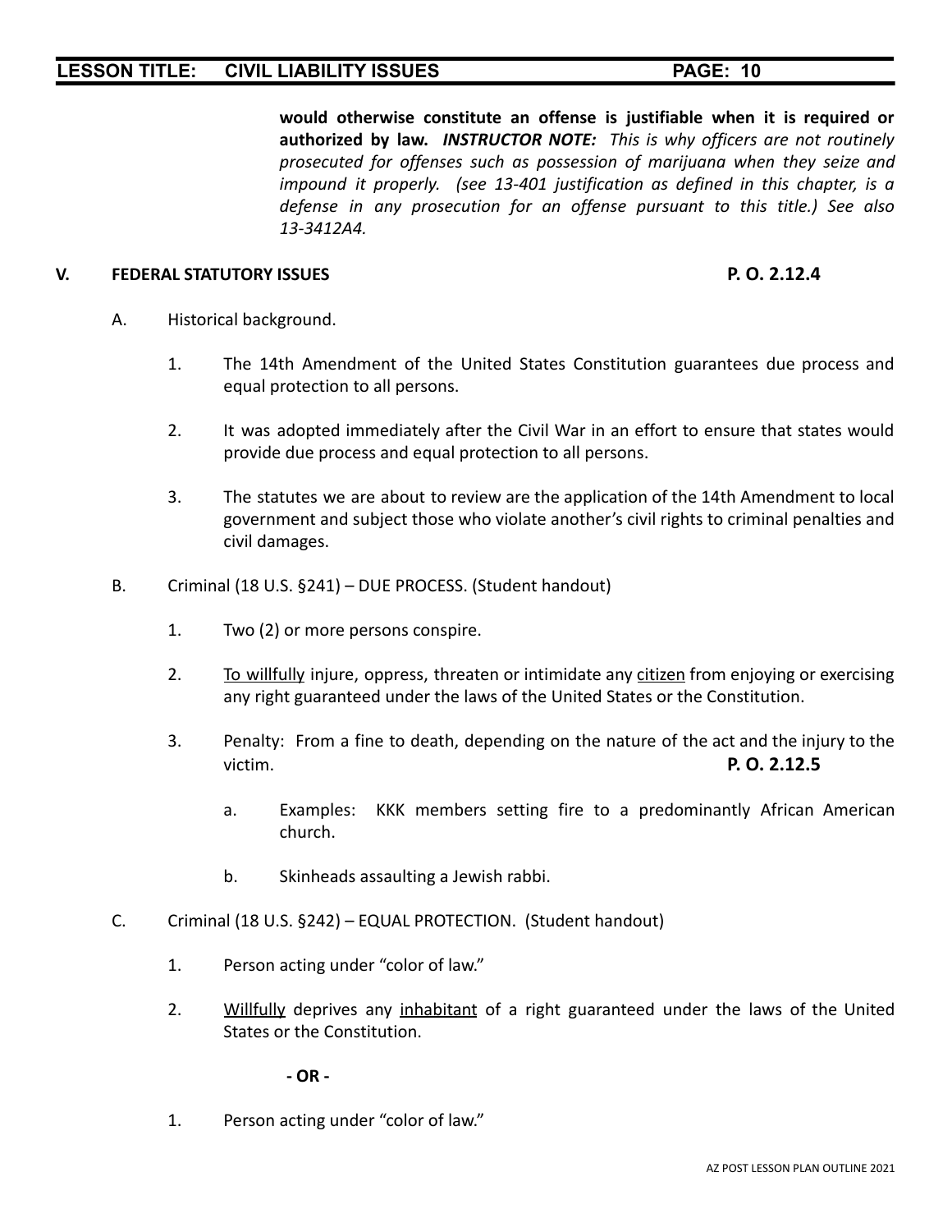**would otherwise constitute an offense is justifiable when it is required or authorized by law.** ***INSTRUCTOR NOTE:*** *This is why officers are not routinely prosecuted for offenses such as possession of marijuana when they seize and impound it properly. (see 13-401 justification as defined in this chapter, is a defense in any prosecution for an offense pursuant to this title.) See also 13-3412A4.*

## V. FEDERAL STATUTORY ISSUES **P. O. 2.12.4**

A. Historical background.

1. The 14th Amendment of the United States Constitution guarantees due process and equal protection to all persons.

2. It was adopted immediately after the Civil War in an effort to ensure that states would provide due process and equal protection to all persons.

3. The statutes we are about to review are the application of the 14th Amendment to local government and subject those who violate another's civil rights to criminal penalties and civil damages.

B. Criminal (18 U.S. §241) – DUE PROCESS. (Student handout)

1. Two (2) or more persons conspire.

2. <u>To willfully</u> injure, oppress, threaten or intimidate any <u>citizen</u> from enjoying or exercising any right guaranteed under the laws of the United States or the Constitution.

3. Penalty: From a fine to death, depending on the nature of the act and the injury to the victim. **P. O. 2.12.5**

   a. Examples: KKK members setting fire to a predominantly African American church.

   b. Skinheads assaulting a Jewish rabbi.

C. Criminal (18 U.S. §242) – EQUAL PROTECTION. (Student handout)

1. Person acting under "color of law."

2. <u>Willfully</u> deprives any <u>inhabitant</u> of a right guaranteed under the laws of the United States or the Constitution.

**- OR -**

1. Person acting under "color of law."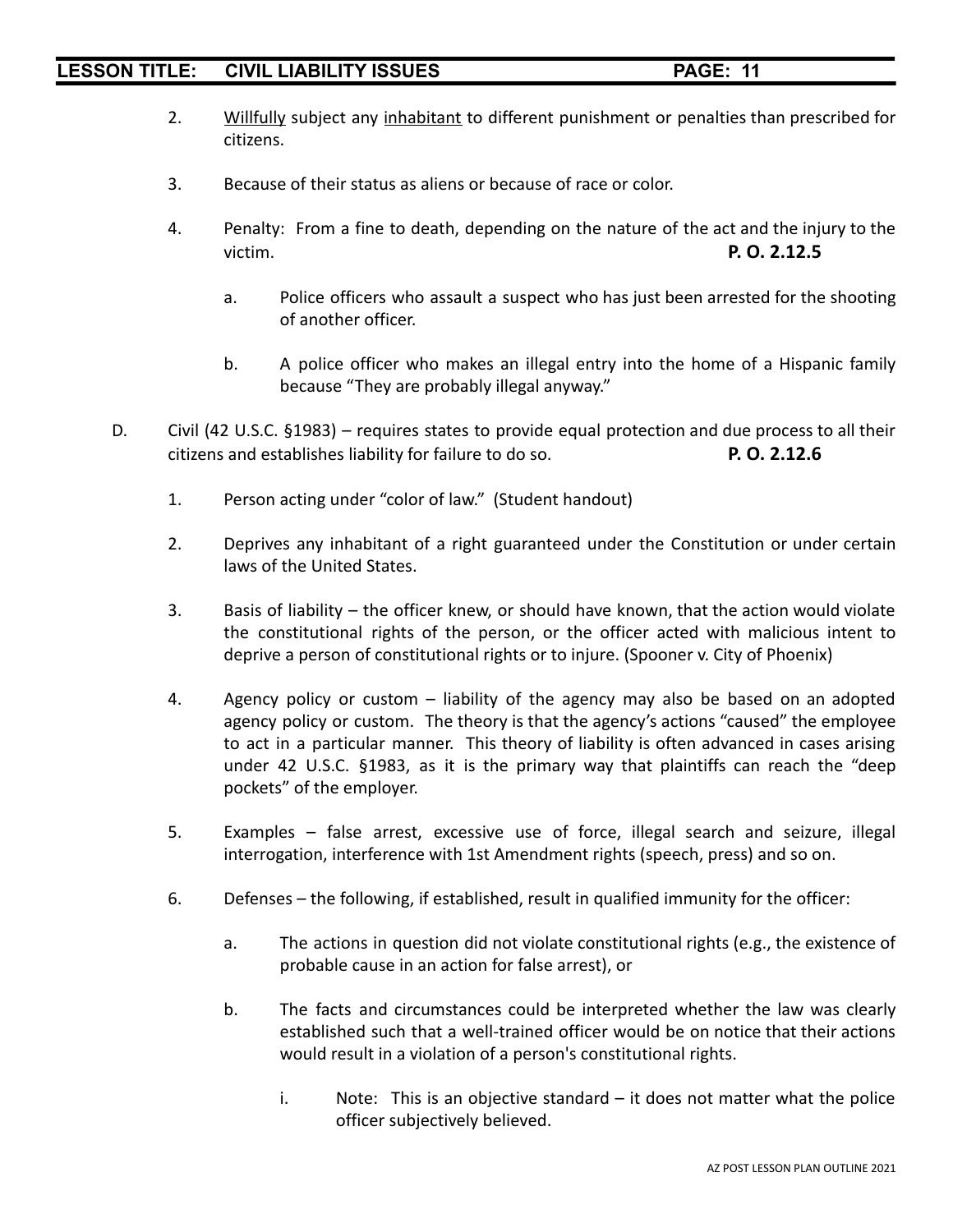2. <u>Willfully</u> subject any <u>inhabitant</u> to different punishment or penalties than prescribed for citizens.

3. Because of their status as aliens or because of race or color.

4. Penalty: From a fine to death, depending on the nature of the act and the injury to the victim. **P. O. 2.12.5**

    a. Police officers who assault a suspect who has just been arrested for the shooting of another officer.

    b. A police officer who makes an illegal entry into the home of a Hispanic family because "They are probably illegal anyway."

D. Civil (42 U.S.C. §1983) – requires states to provide equal protection and due process to all their citizens and establishes liability for failure to do so. **P. O. 2.12.6**

1. Person acting under "color of law." (Student handout)

2. Deprives any inhabitant of a right guaranteed under the Constitution or under certain laws of the United States.

3. Basis of liability – the officer knew, or should have known, that the action would violate the constitutional rights of the person, or the officer acted with malicious intent to deprive a person of constitutional rights or to injure. (Spooner v. City of Phoenix)

4. Agency policy or custom – liability of the agency may also be based on an adopted agency policy or custom. The theory is that the agency's actions "caused" the employee to act in a particular manner. This theory of liability is often advanced in cases arising under 42 U.S.C. §1983, as it is the primary way that plaintiffs can reach the "deep pockets" of the employer.

5. Examples – false arrest, excessive use of force, illegal search and seizure, illegal interrogation, interference with 1st Amendment rights (speech, press) and so on.

6. Defenses – the following, if established, result in qualified immunity for the officer:

    a. The actions in question did not violate constitutional rights (e.g., the existence of probable cause in an action for false arrest), or

    b. The facts and circumstances could be interpreted whether the law was clearly established such that a well-trained officer would be on notice that their actions would result in a violation of a person's constitutional rights.

        i. Note: This is an objective standard – it does not matter what the police officer subjectively believed.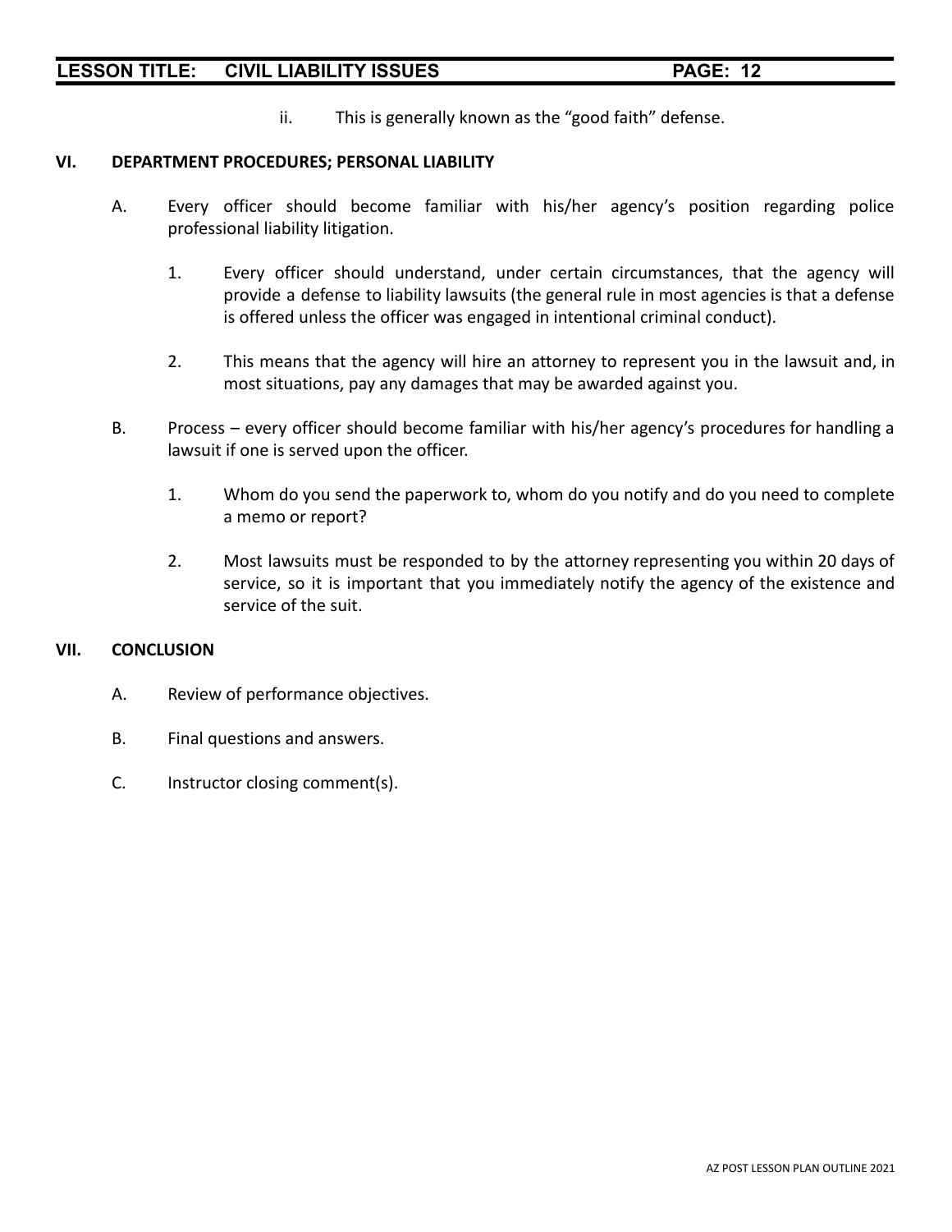ii. This is generally known as the "good faith" defense.

## VI. DEPARTMENT PROCEDURES; PERSONAL LIABILITY

A. Every officer should become familiar with his/her agency's position regarding police professional liability litigation.

1. Every officer should understand, under certain circumstances, that the agency will provide a defense to liability lawsuits (the general rule in most agencies is that a defense is offered unless the officer was engaged in intentional criminal conduct).

2. This means that the agency will hire an attorney to represent you in the lawsuit and, in most situations, pay any damages that may be awarded against you.

B. Process – every officer should become familiar with his/her agency's procedures for handling a lawsuit if one is served upon the officer.

1. Whom do you send the paperwork to, whom do you notify and do you need to complete a memo or report?

2. Most lawsuits must be responded to by the attorney representing you within 20 days of service, so it is important that you immediately notify the agency of the existence and service of the suit.

## VII. CONCLUSION

A. Review of performance objectives.

B. Final questions and answers.

C. Instructor closing comment(s).